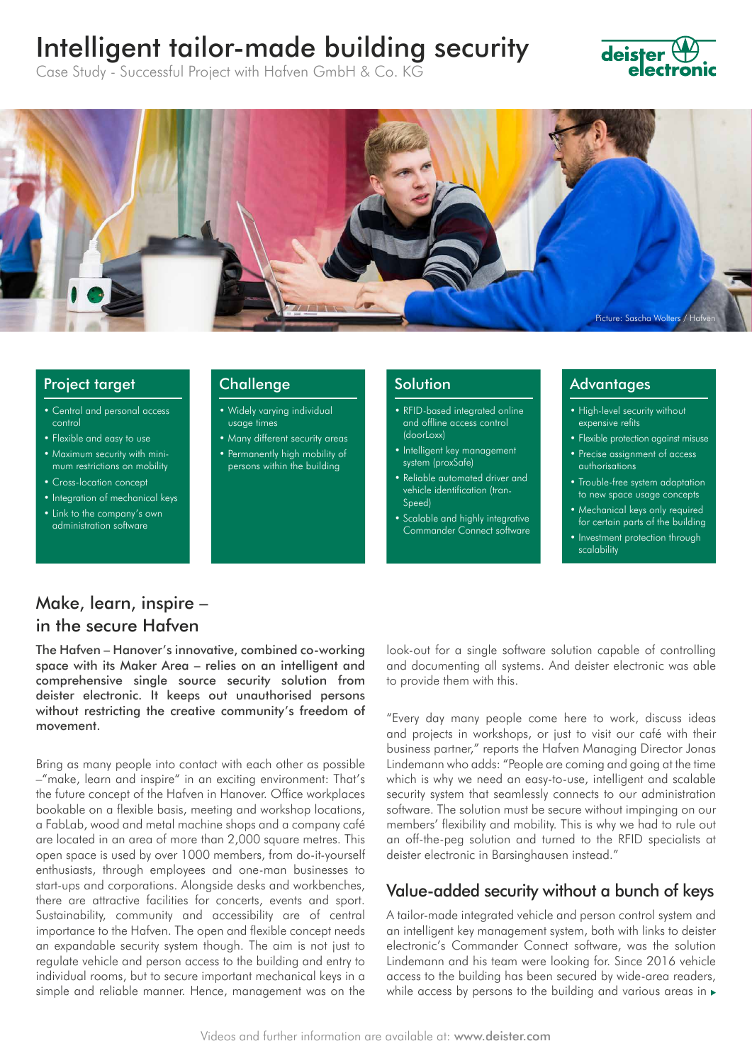# Intelligent tailor-made building security

Case Study - Successful Project with Hafven GmbH & Co. KG

Picture: Sascha Wolters / Hafven

## Project target

- Central and personal access control
- Flexible and easy to use
- Maximum security with minimum restrictions on mobility
- Cross-location concept
- Integration of mechanical keys
- Link to the company's own administration software

## Challenge

- Widely varying individual usage times
- Many different security areas
- Permanently high mobility of persons within the building

## Solution

- RFID-based integrated online and offline access control (doorLoxx)
- Intelligent key management system (proxSafe)
- Reliable automated driver and vehicle identification (tranSpeed)
- Scalable and highly integrative Commander Connect software

## Advantages

- High-level security without expensive refits
- Flexible protection against misuse
- Precise assignment of access authorisations
- Trouble-free system adaptation to new space usage concepts
- Mechanical keys only required for certain parts of the building
- Investment protection through scalability

## Make, learn, inspire – in the secure Hafven

**The Hafven – Hanover's innovative, combined co-working space with its Maker Area – relies on an intelligent and comprehensive single source security solution from deister electronic. It keeps out unauthorised persons without restricting the creative community's freedom of movement.**

Bring as many people into contact with each other as possible –"make, learn and inspire" in an exciting environment: That's the future concept of the Hafven in Hanover. Office workplaces bookable on a flexible basis, meeting and workshop locations, a FabLab, wood and metal machine shops and a company café are located in an area of more than 2,000 square metres. This open space is used by over 1000 members, from do-it-yourself enthusiasts, through employees and one-man businesses to start-ups and corporations. Alongside desks and workbenches, there are attractive facilities for concerts, events and sport. Sustainability, community and accessibility are of central importance to the Hafven. The open and flexible concept needs an expandable security system though. The aim is not just to regulate vehicle and person access to the building and entry to individual rooms, but to secure important mechanical keys in a simple and reliable manner. Hence, management was on the look-out for a single software solution capable of controlling and documenting all systems. And deister electronic was able to provide them with this.

"Every day many people come here to work, discuss ideas and projects in workshops, or just to visit our café with their business partner," reports the Hafven Managing Director Jonas Lindemann who adds: "People are coming and going at the time which is why we need an easy-to-use, intelligent and scalable security system that seamlessly connects to our administration software. The solution must be secure without impinging on our members' flexibility and mobility. This is why we had to rule out an off-the-peg solution and turned to the RFID specialists at deister electronic in Barsinghausen instead."

## Value-added security without a bunch of keys

A tailor-made integrated vehicle and person control system and an intelligent key management system, both with links to deister electronic's Commander Connect software, was the solution Lindemann and his team were looking for. Since 2016 vehicle access to the building has been secured by wide-area readers, while access by persons to the building and various areas in ▸

Videos and further information are available at: **www.deister.com**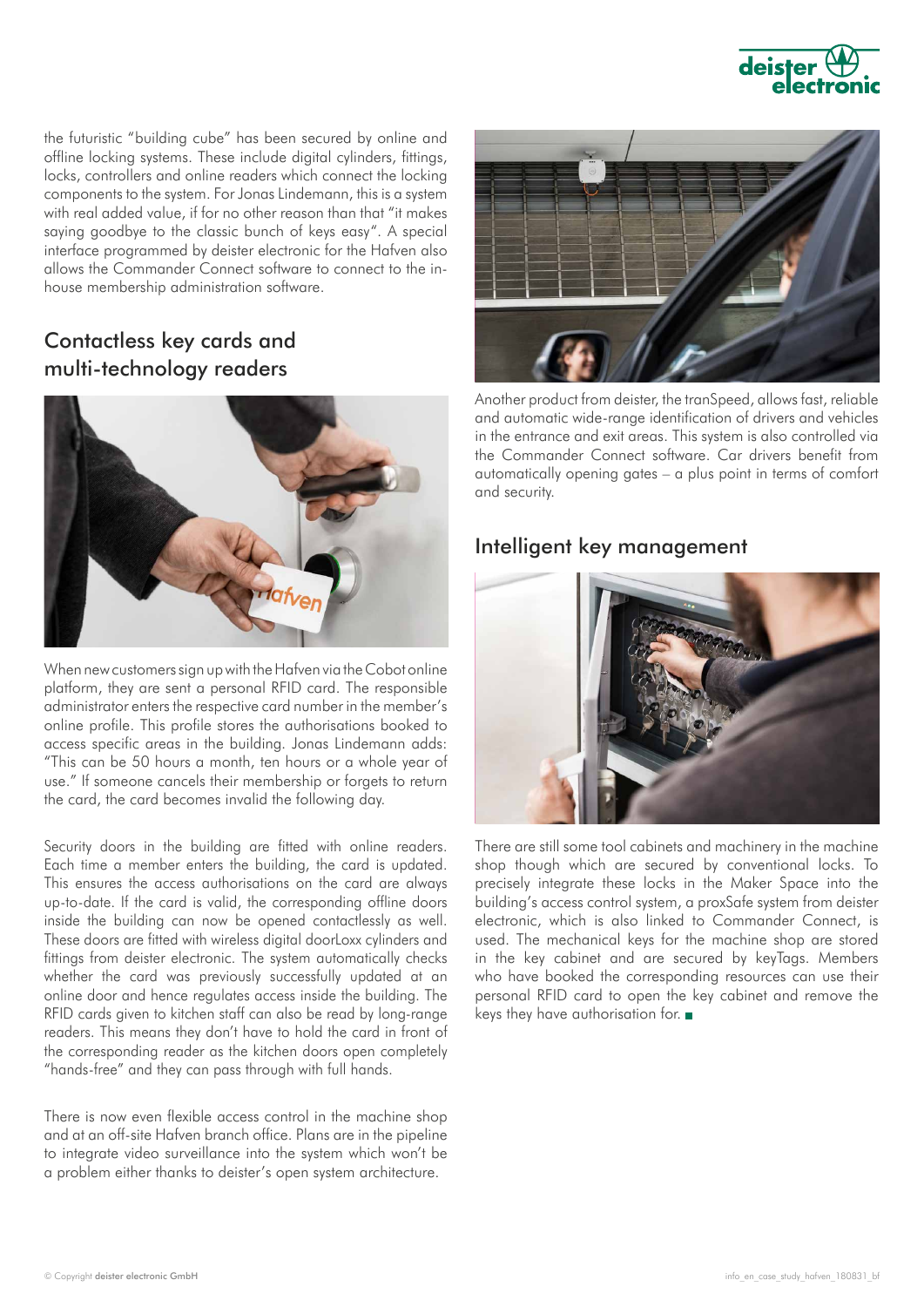the futuristic "building cube" has been secured by online and offline locking systems. These include digital cylinders, fittings, locks, controllers and online readers which connect the locking components to the system. For Jonas Lindemann, this is a system with real added value, if for no other reason than that "it makes saying goodbye to the classic bunch of keys easy". A special interface programmed by deister electronic for the Hafven also allows the Commander Connect software to connect to the in-house membership administration software.

## Contactless key cards and multi-technology readers

When new customers sign up with the Hafven via the Cobot online platform, they are sent a personal RFID card. The responsible administrator enters the respective card number in the member's online profile. This profile stores the authorisations booked to access specific areas in the building. Jonas Lindemann adds: "This can be 50 hours a month, ten hours or a whole year of use." If someone cancels their membership or forgets to return the card, the card becomes invalid the following day.

Security doors in the building are fitted with online readers. Each time a member enters the building, the card is updated. This ensures the access authorisations on the card are always up-to-date. If the card is valid, the corresponding offline doors inside the building can now be opened contactlessly as well. These doors are fitted with wireless digital doorLoxx cylinders and fittings from deister electronic. The system automatically checks whether the card was previously successfully updated at an online door and hence regulates access inside the building. The RFID cards given to kitchen staff can also be read by long-range readers. This means they don't have to hold the card in front of the corresponding reader as the kitchen doors open completely "hands-free" and they can pass through with full hands.

There is now even flexible access control in the machine shop and at an off-site Hafven branch office. Plans are in the pipeline to integrate video surveillance into the system which won't be a problem either thanks to deister's open system architecture.

Another product from deister, the tranSpeed, allows fast, reliable and automatic wide-range identification of drivers and vehicles in the entrance and exit areas. This system is also controlled via the Commander Connect software. Car drivers benefit from automatically opening gates – a plus point in terms of comfort and security.

## Intelligent key management

There are still some tool cabinets and machinery in the machine shop though which are secured by conventional locks. To precisely integrate these locks in the Maker Space into the building's access control system, a proxSafe system from deister electronic, which is also linked to Commander Connect, is used. The mechanical keys for the machine shop are stored in the key cabinet and are secured by keyTags. Members who have booked the corresponding resources can use their personal RFID card to open the key cabinet and remove the keys they have authorisation for. ■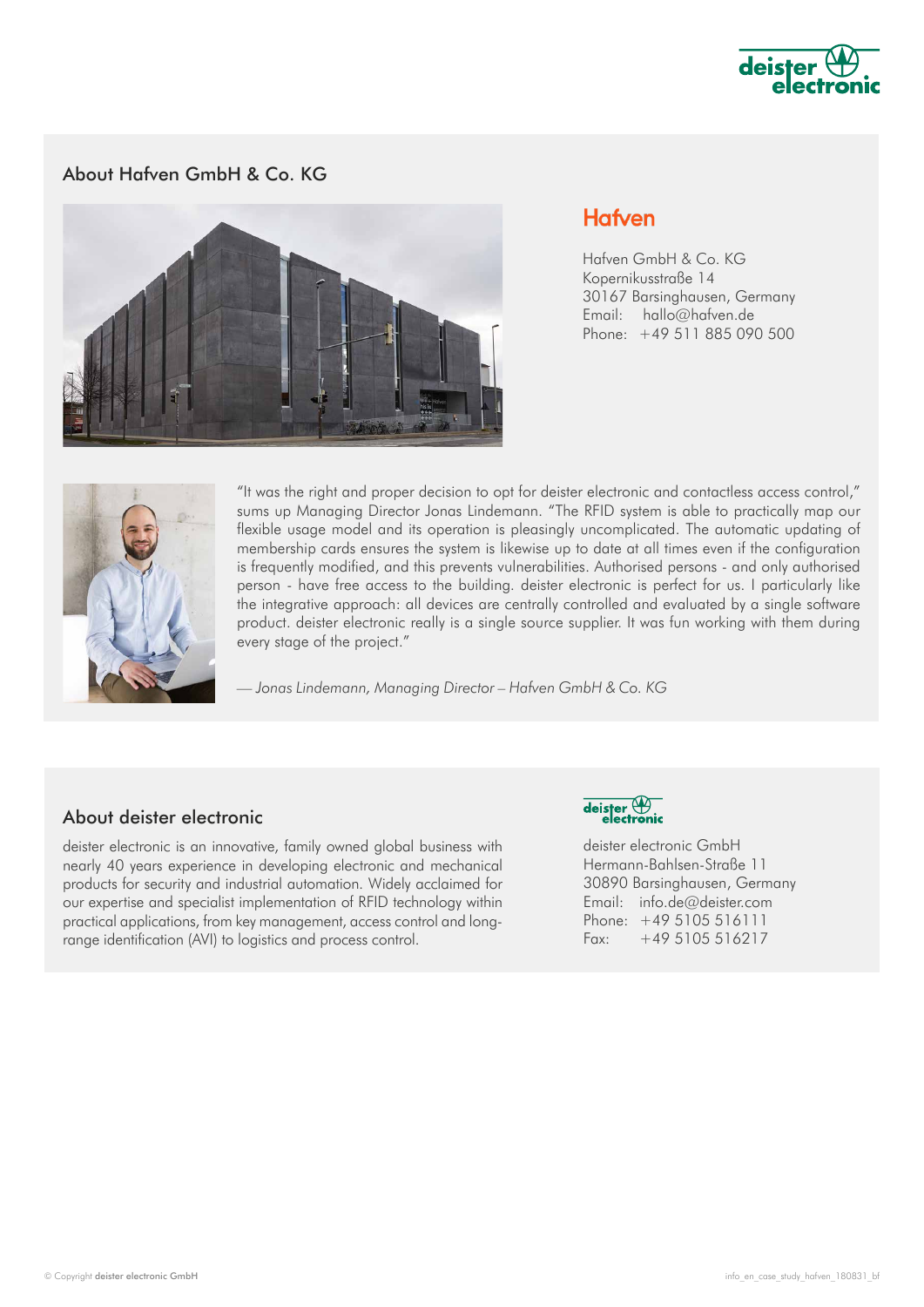## About Hafven GmbH & Co. KG

**Hafven**

Hafven GmbH & Co. KG
Kopernikusstraße 14
30167 Barsinghausen, Germany
Email: hallo@hafven.de
Phone: +49 511 885 090 500

"It was the right and proper decision to opt for deister electronic and contactless access control," sums up Managing Director Jonas Lindemann. "The RFID system is able to practically map our flexible usage model and its operation is pleasingly uncomplicated. The automatic updating of membership cards ensures the system is likewise up to date at all times even if the configuration is frequently modified, and this prevents vulnerabilities. Authorised persons - and only authorised person - have free access to the building. deister electronic is perfect for us. I particularly like the integrative approach: all devices are centrally controlled and evaluated by a single software product. deister electronic really is a single source supplier. It was fun working with them during every stage of the project."

*— Jonas Lindemann, Managing Director – Hafven GmbH & Co. KG*

## About deister electronic

deister electronic is an innovative, family owned global business with nearly 40 years experience in developing electronic and mechanical products for security and industrial automation. Widely acclaimed for our expertise and specialist implementation of RFID technology within practical applications, from key management, access control and long-range identification (AVI) to logistics and process control.

deister electronic GmbH
Hermann-Bahlsen-Straße 11
30890 Barsinghausen, Germany
Email: info.de@deister.com
Phone: +49 5105 516111
Fax: +49 5105 516217

© Copyright deister electronic GmbH

info_en_case_study_hafven_180831_bf